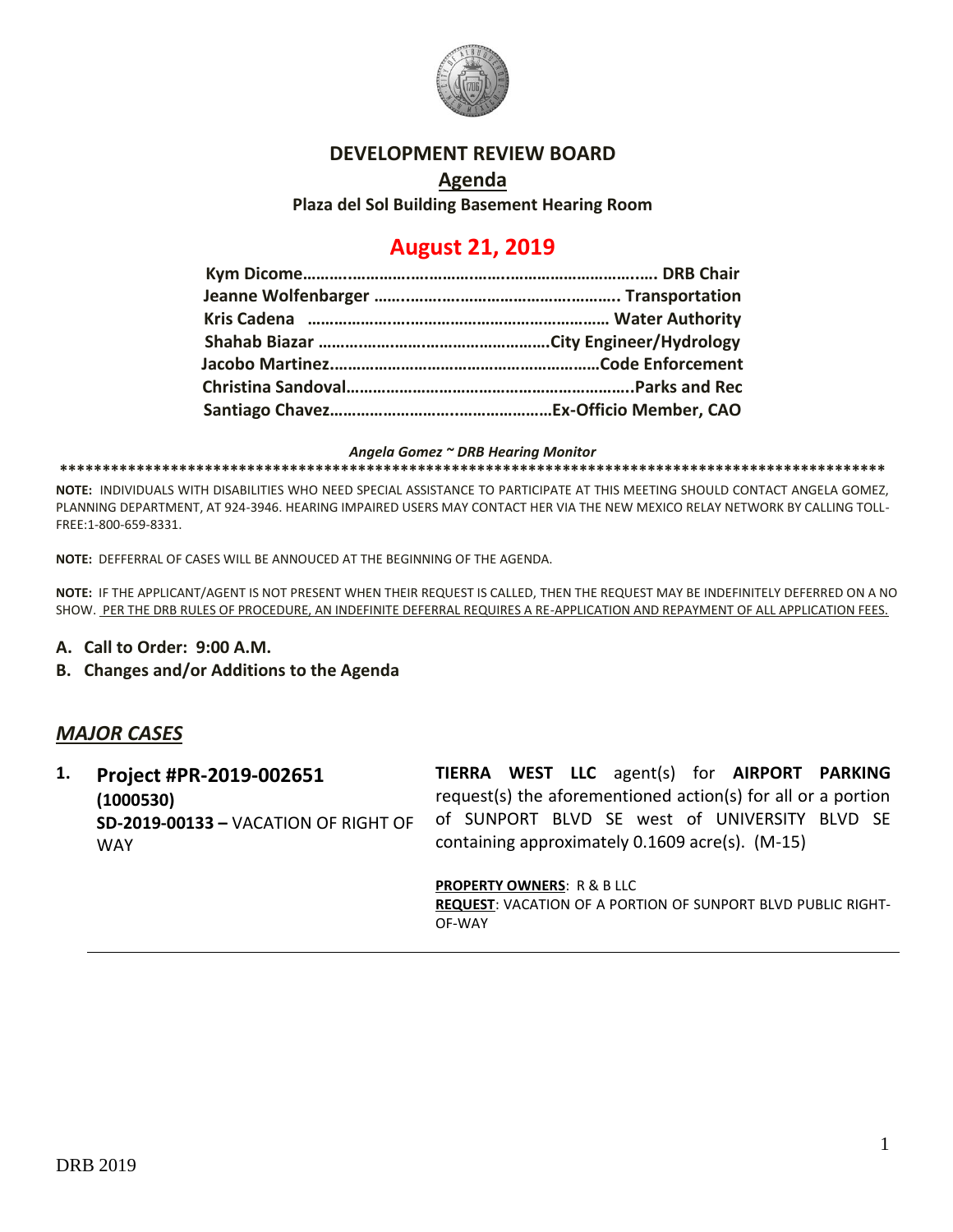# DEVELOPMENT REVIEW BOARD

## Agenda

**Plaza del Sol Building Basement Hearing Room**

## August 21, 2019

**Kym Dicome……………………………………………………………… DRB Chair**
**Jeanne Wolfenbarger …………………………………………….. Transportation**
**Kris Cadena ……………………………………………………… Water Authority**
**Shahab Biazar ……………………………………………City Engineer/Hydrology**
**Jacobo Martinez……………………………………………………Code Enforcement**
**Christina Sandoval…………………………………………………..Parks and Rec**
**Santiago Chavez………………………………………………Ex-Officio Member, CAO**

***Angela Gomez ~ DRB Hearing Monitor***

****************************************************************************************************

**NOTE:** INDIVIDUALS WITH DISABILITIES WHO NEED SPECIAL ASSISTANCE TO PARTICIPATE AT THIS MEETING SHOULD CONTACT ANGELA GOMEZ, PLANNING DEPARTMENT, AT 924-3946. HEARING IMPAIRED USERS MAY CONTACT HER VIA THE NEW MEXICO RELAY NETWORK BY CALLING TOLL-FREE:1-800-659-8331.

**NOTE:** DEFFERRAL OF CASES WILL BE ANNOUCED AT THE BEGINNING OF THE AGENDA.

**NOTE:** IF THE APPLICANT/AGENT IS NOT PRESENT WHEN THEIR REQUEST IS CALLED, THEN THE REQUEST MAY BE INDEFINITELY DEFERRED ON A NO SHOW. PER THE DRB RULES OF PROCEDURE, AN INDEFINITE DEFERRAL REQUIRES A RE-APPLICATION AND REPAYMENT OF ALL APPLICATION FEES.

**A. Call to Order: 9:00 A.M.**

**B. Changes and/or Additions to the Agenda**

## *MAJOR CASES*

**1. Project #PR-2019-002651**
**(1000530)**
**SD-2019-00133 –** VACATION OF RIGHT OF WAY

**TIERRA WEST LLC** agent(s) for **AIRPORT PARKING** request(s) the aforementioned action(s) for all or a portion of SUNPORT BLVD SE west of UNIVERSITY BLVD SE containing approximately 0.1609 acre(s). (M-15)

**PROPERTY OWNERS**: R & B LLC
**REQUEST**: VACATION OF A PORTION OF SUNPORT BLVD PUBLIC RIGHT-OF-WAY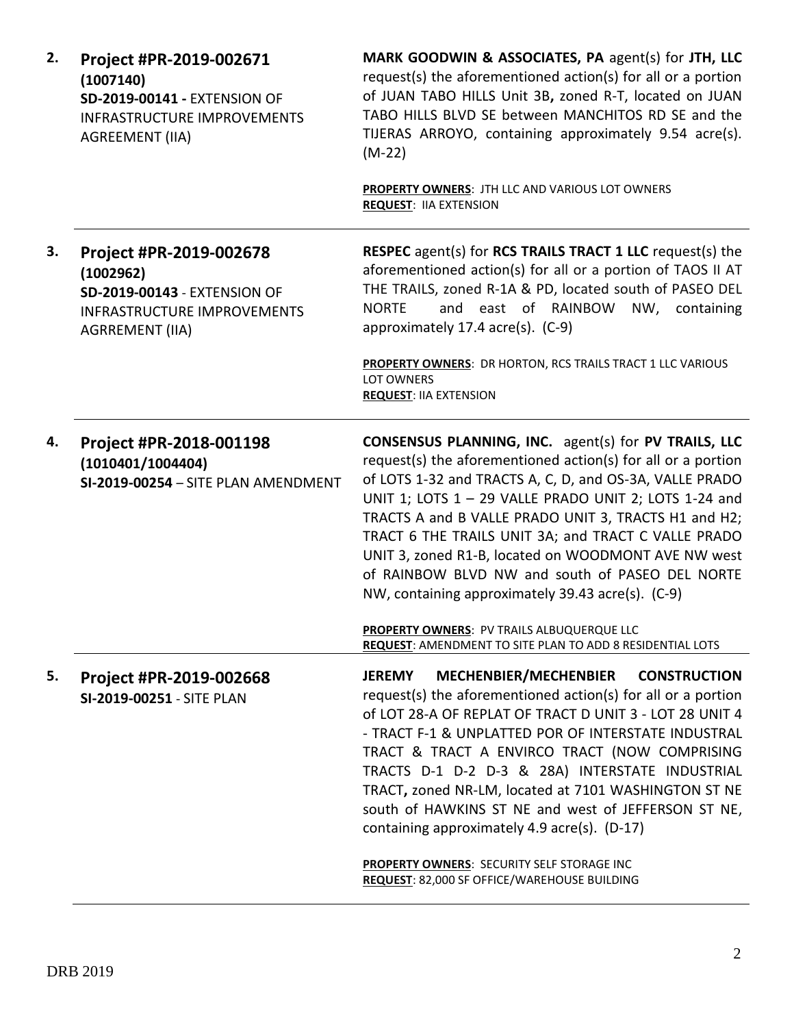2. **Project #PR-2019-002671**
**(1007140)**
**SD-2019-00141 -** EXTENSION OF INFRASTRUCTURE IMPROVEMENTS AGREEMENT (IIA)

**MARK GOODWIN & ASSOCIATES, PA** agent(s) for **JTH, LLC** request(s) the aforementioned action(s) for all or a portion of JUAN TABO HILLS Unit 3B**,** zoned R-T, located on JUAN TABO HILLS BLVD SE between MANCHITOS RD SE and the TIJERAS ARROYO, containing approximately 9.54 acre(s). (M-22)

**PROPERTY OWNERS**: JTH LLC AND VARIOUS LOT OWNERS
**REQUEST**: IIA EXTENSION

---

3. **Project #PR-2019-002678**
**(1002962)**
**SD-2019-00143** - EXTENSION OF INFRASTRUCTURE IMPROVEMENTS AGRREMENT (IIA)

**RESPEC** agent(s) for **RCS TRAILS TRACT 1 LLC** request(s) the aforementioned action(s) for all or a portion of TAOS II AT THE TRAILS, zoned R-1A & PD, located south of PASEO DEL NORTE and east of RAINBOW NW, containing approximately 17.4 acre(s). (C-9)

**PROPERTY OWNERS**: DR HORTON, RCS TRAILS TRACT 1 LLC VARIOUS LOT OWNERS
**REQUEST**: IIA EXTENSION

---

4. **Project #PR-2018-001198**
**(1010401/1004404)**
**SI-2019-00254** – SITE PLAN AMENDMENT

**CONSENSUS PLANNING, INC.** agent(s) for **PV TRAILS, LLC** request(s) the aforementioned action(s) for all or a portion of LOTS 1-32 and TRACTS A, C, D, and OS-3A, VALLE PRADO UNIT 1; LOTS 1 – 29 VALLE PRADO UNIT 2; LOTS 1-24 and TRACTS A and B VALLE PRADO UNIT 3, TRACTS H1 and H2; TRACT 6 THE TRAILS UNIT 3A; and TRACT C VALLE PRADO UNIT 3, zoned R1-B, located on WOODMONT AVE NW west of RAINBOW BLVD NW and south of PASEO DEL NORTE NW, containing approximately 39.43 acre(s). (C-9)

**PROPERTY OWNERS**: PV TRAILS ALBUQUERQUE LLC
**REQUEST**: AMENDMENT TO SITE PLAN TO ADD 8 RESIDENTIAL LOTS

---

5. **Project #PR-2019-002668**
**SI-2019-00251** - SITE PLAN

**JEREMY MECHENBIER/MECHENBIER CONSTRUCTION** request(s) the aforementioned action(s) for all or a portion of LOT 28-A OF REPLAT OF TRACT D UNIT 3 - LOT 28 UNIT 4 - TRACT F-1 & UNPLATTED POR OF INTERSTATE INDUSTRAL TRACT & TRACT A ENVIRCO TRACT (NOW COMPRISING TRACTS D-1 D-2 D-3 & 28A) INTERSTATE INDUSTRIAL TRACT**,** zoned NR-LM, located at 7101 WASHINGTON ST NE south of HAWKINS ST NE and west of JEFFERSON ST NE, containing approximately 4.9 acre(s). (D-17)

**PROPERTY OWNERS**: SECURITY SELF STORAGE INC
**REQUEST**: 82,000 SF OFFICE/WAREHOUSE BUILDING

---

DRB 2019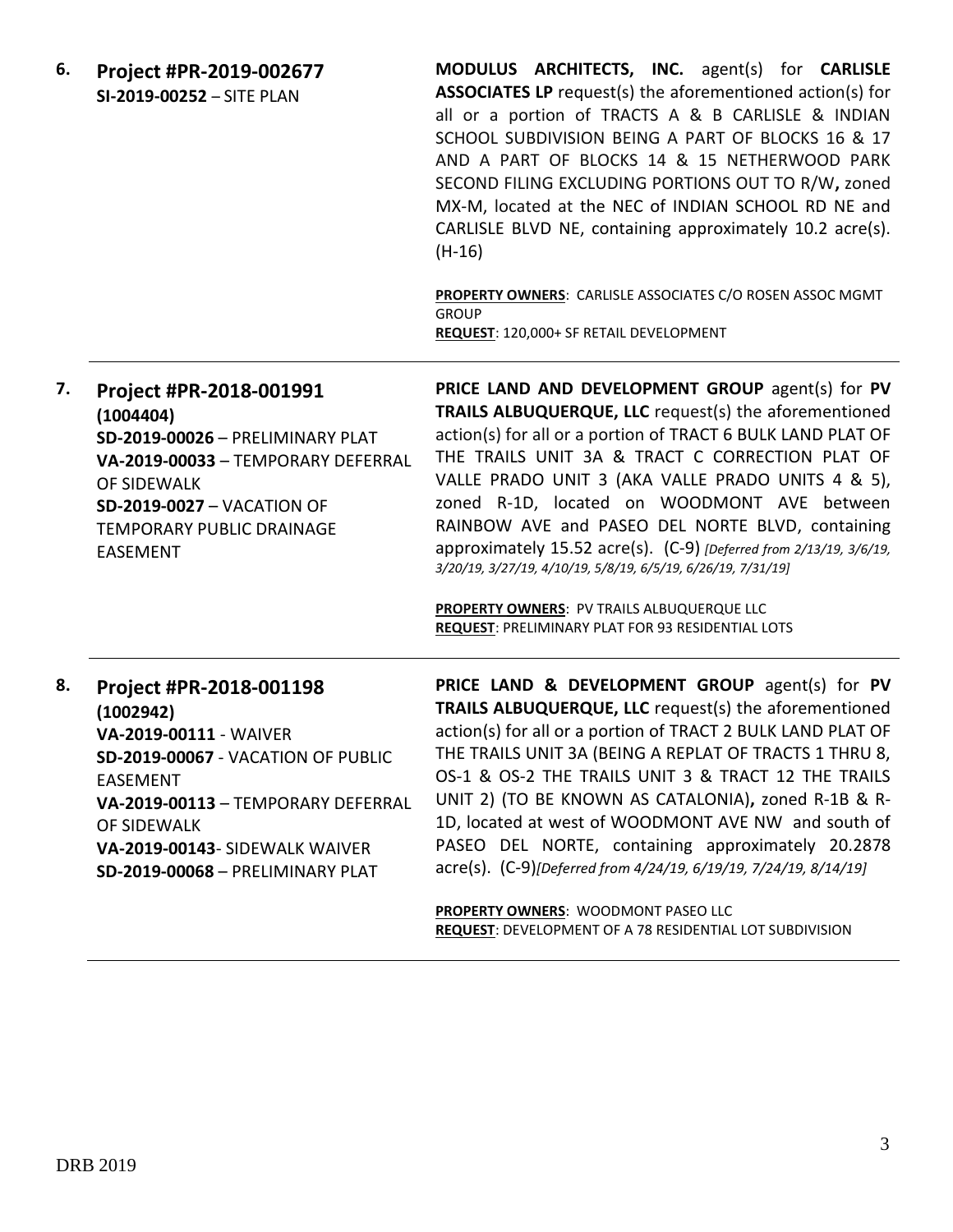6. **Project #PR-2019-002677**
   **SI-2019-00252** – SITE PLAN

**MODULUS ARCHITECTS, INC.** agent(s) for **CARLISLE ASSOCIATES LP** request(s) the aforementioned action(s) for all or a portion of TRACTS A & B CARLISLE & INDIAN SCHOOL SUBDIVISION BEING A PART OF BLOCKS 16 & 17 AND A PART OF BLOCKS 14 & 15 NETHERWOOD PARK SECOND FILING EXCLUDING PORTIONS OUT TO R/W**,** zoned MX-M, located at the NEC of INDIAN SCHOOL RD NE and CARLISLE BLVD NE, containing approximately 10.2 acre(s). (H-16)

**PROPERTY OWNERS**: CARLISLE ASSOCIATES C/O ROSEN ASSOC MGMT GROUP
**REQUEST**: 120,000+ SF RETAIL DEVELOPMENT

---

7. **Project #PR-2018-001991**
   **(1004404)**
   **SD-2019-00026** – PRELIMINARY PLAT
   **VA-2019-00033** – TEMPORARY DEFERRAL OF SIDEWALK
   **SD-2019-0027** – VACATION OF TEMPORARY PUBLIC DRAINAGE EASEMENT

**PRICE LAND AND DEVELOPMENT GROUP** agent(s) for **PV TRAILS ALBUQUERQUE, LLC** request(s) the aforementioned action(s) for all or a portion of TRACT 6 BULK LAND PLAT OF THE TRAILS UNIT 3A & TRACT C CORRECTION PLAT OF VALLE PRADO UNIT 3 (AKA VALLE PRADO UNITS 4 & 5), zoned R-1D, located on WOODMONT AVE between RAINBOW AVE and PASEO DEL NORTE BLVD, containing approximately 15.52 acre(s). (C-9) *[Deferred from 2/13/19, 3/6/19, 3/20/19, 3/27/19, 4/10/19, 5/8/19, 6/5/19, 6/26/19, 7/31/19]*

**PROPERTY OWNERS**: PV TRAILS ALBUQUERQUE LLC
**REQUEST**: PRELIMINARY PLAT FOR 93 RESIDENTIAL LOTS

---

8. **Project #PR-2018-001198**
   **(1002942)**
   **VA-2019-00111** - WAIVER
   **SD-2019-00067** - VACATION OF PUBLIC EASEMENT
   **VA-2019-00113** – TEMPORARY DEFERRAL OF SIDEWALK
   **VA-2019-00143**- SIDEWALK WAIVER
   **SD-2019-00068** – PRELIMINARY PLAT

**PRICE LAND & DEVELOPMENT GROUP** agent(s) for **PV TRAILS ALBUQUERQUE, LLC** request(s) the aforementioned action(s) for all or a portion of TRACT 2 BULK LAND PLAT OF THE TRAILS UNIT 3A (BEING A REPLAT OF TRACTS 1 THRU 8, OS-1 & OS-2 THE TRAILS UNIT 3 & TRACT 12 THE TRAILS UNIT 2) (TO BE KNOWN AS CATALONIA)**,** zoned R-1B & R-1D, located at west of WOODMONT AVE NW and south of PASEO DEL NORTE, containing approximately 20.2878 acre(s). (C-9)*[Deferred from 4/24/19, 6/19/19, 7/24/19, 8/14/19]*

**PROPERTY OWNERS**: WOODMONT PASEO LLC
**REQUEST**: DEVELOPMENT OF A 78 RESIDENTIAL LOT SUBDIVISION

---

DRB 2019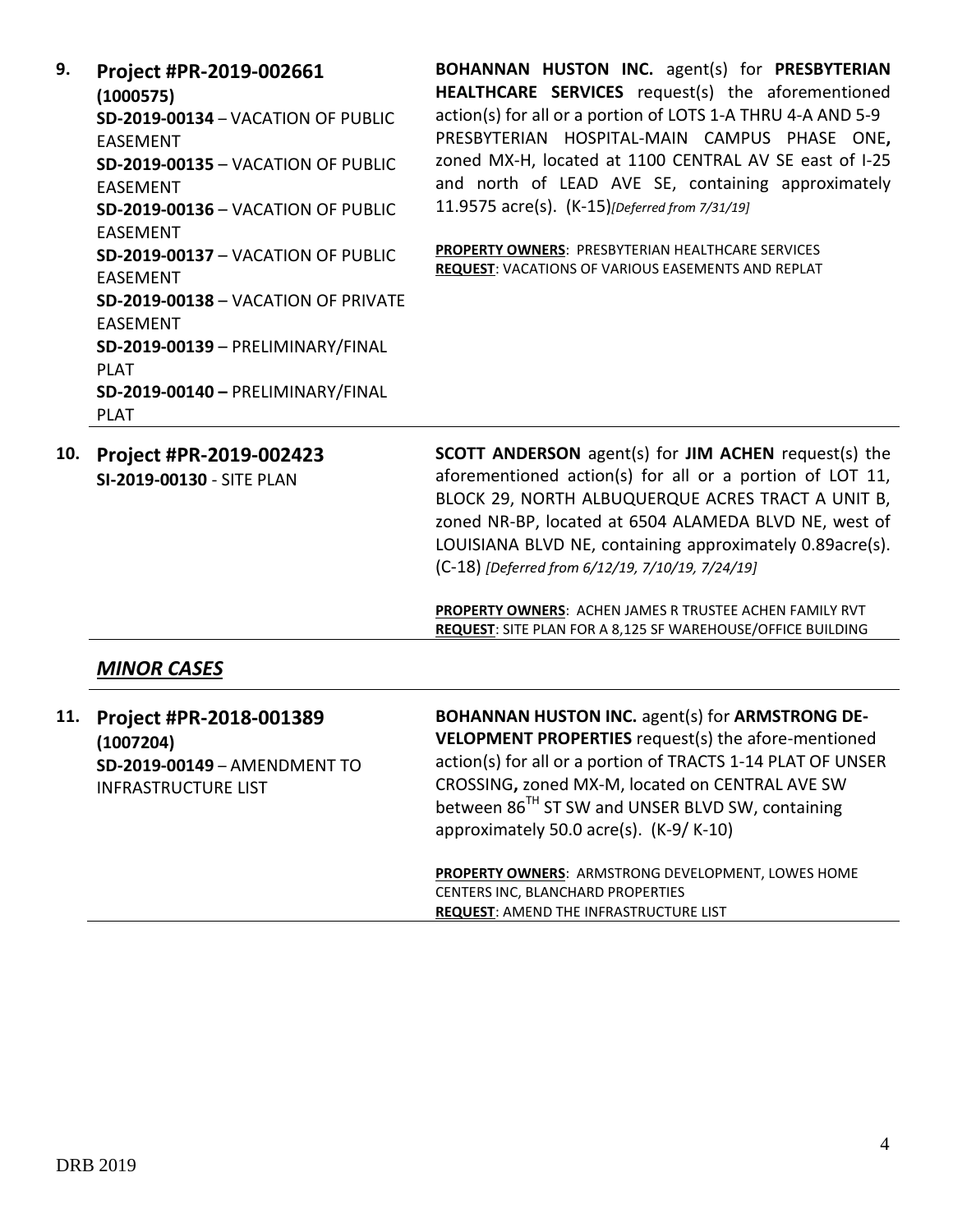**9. Project #PR-2019-002661**
**(1000575)**
**SD-2019-00134** – VACATION OF PUBLIC EASEMENT
**SD-2019-00135** – VACATION OF PUBLIC EASEMENT
**SD-2019-00136** – VACATION OF PUBLIC EASEMENT
**SD-2019-00137** – VACATION OF PUBLIC EASEMENT
**SD-2019-00138** – VACATION OF PRIVATE EASEMENT
**SD-2019-00139** – PRELIMINARY/FINAL PLAT
**SD-2019-00140 –** PRELIMINARY/FINAL PLAT

**BOHANNAN HUSTON INC.** agent(s) for **PRESBYTERIAN HEALTHCARE SERVICES** request(s) the aforementioned action(s) for all or a portion of LOTS 1-A THRU 4-A AND 5-9 PRESBYTERIAN HOSPITAL-MAIN CAMPUS PHASE ONE**,** zoned MX-H, located at 1100 CENTRAL AV SE east of I-25 and north of LEAD AVE SE, containing approximately 11.9575 acre(s). (K-15)*[Deferred from 7/31/19]*

**PROPERTY OWNERS**: PRESBYTERIAN HEALTHCARE SERVICES
**REQUEST**: VACATIONS OF VARIOUS EASEMENTS AND REPLAT

---

**10. Project #PR-2019-002423**
**SI-2019-00130** - SITE PLAN

**SCOTT ANDERSON** agent(s) for **JIM ACHEN** request(s) the aforementioned action(s) for all or a portion of LOT 11, BLOCK 29, NORTH ALBUQUERQUE ACRES TRACT A UNIT B, zoned NR-BP, located at 6504 ALAMEDA BLVD NE, west of LOUISIANA BLVD NE, containing approximately 0.89acre(s). (C-18) *[Deferred from 6/12/19, 7/10/19, 7/24/19]*

**PROPERTY OWNERS**: ACHEN JAMES R TRUSTEE ACHEN FAMILY RVT
**REQUEST**: SITE PLAN FOR A 8,125 SF WAREHOUSE/OFFICE BUILDING

---

## ***MINOR CASES***

**11. Project #PR-2018-001389**
**(1007204)**
**SD-2019-00149** – AMENDMENT TO INFRASTRUCTURE LIST

**BOHANNAN HUSTON INC.** agent(s) for **ARMSTRONG DE-VELOPMENT PROPERTIES** request(s) the afore-mentioned action(s) for all or a portion of TRACTS 1-14 PLAT OF UNSER CROSSING**,** zoned MX-M, located on CENTRAL AVE SW between 86TH ST SW and UNSER BLVD SW, containing approximately 50.0 acre(s). (K-9/ K-10)

**PROPERTY OWNERS**: ARMSTRONG DEVELOPMENT, LOWES HOME CENTERS INC, BLANCHARD PROPERTIES
**REQUEST**: AMEND THE INFRASTRUCTURE LIST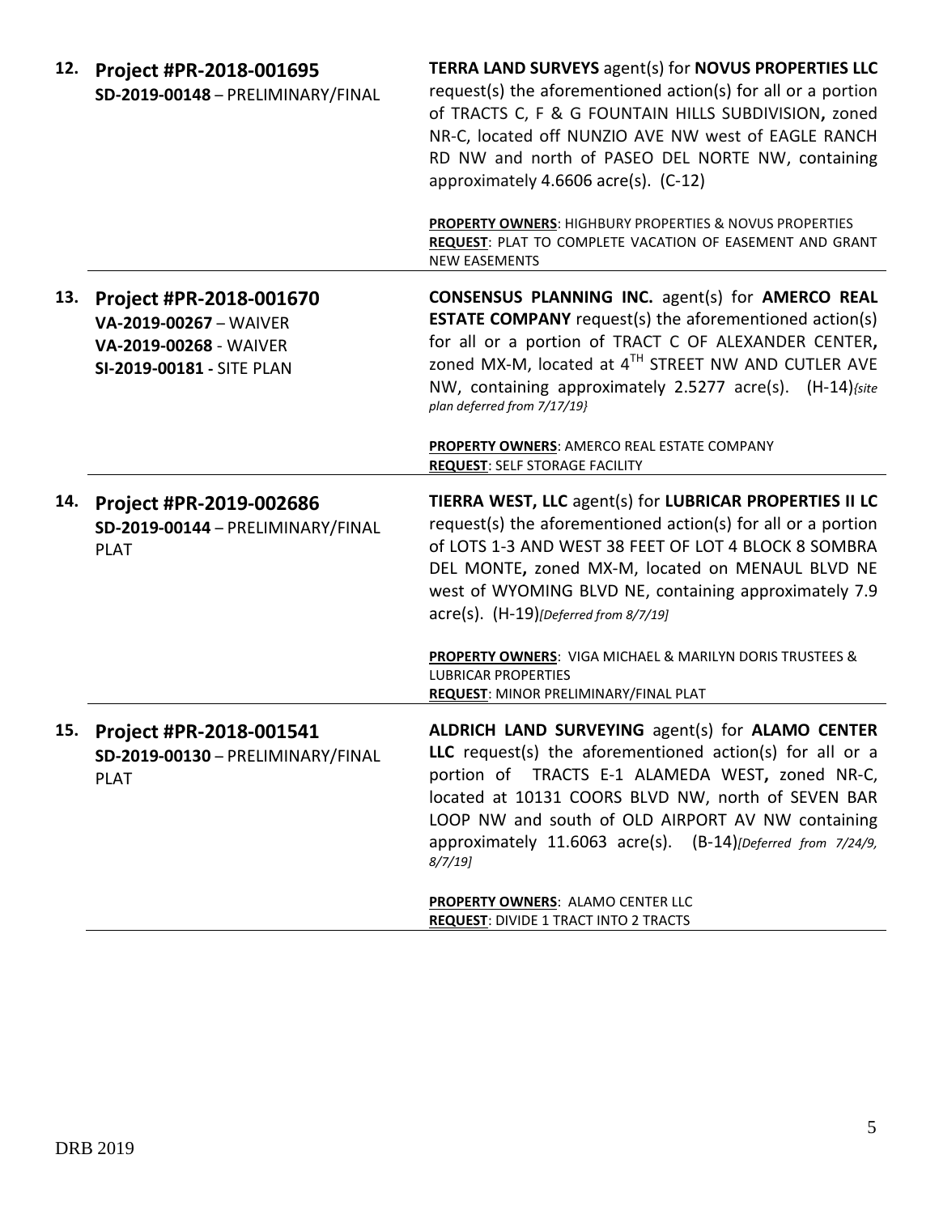| | | |
|---|---|---|
| **12.** | **Project #PR-2018-001695**<br>**SD-2019-00148** – PRELIMINARY/FINAL | **TERRA LAND SURVEYS** agent(s) for **NOVUS PROPERTIES LLC** request(s) the aforementioned action(s) for all or a portion of TRACTS C, F & G FOUNTAIN HILLS SUBDIVISION**,** zoned NR-C, located off NUNZIO AVE NW west of EAGLE RANCH RD NW and north of PASEO DEL NORTE NW, containing approximately 4.6606 acre(s). (C-12)<br><br>**PROPERTY OWNERS**: HIGHBURY PROPERTIES & NOVUS PROPERTIES<br>**REQUEST**: PLAT TO COMPLETE VACATION OF EASEMENT AND GRANT NEW EASEMENTS |
| **13.** | **Project #PR-2018-001670**<br>**VA-2019-00267** – WAIVER<br>**VA-2019-00268** - WAIVER<br>**SI-2019-00181** - SITE PLAN | **CONSENSUS PLANNING INC.** agent(s) for **AMERCO REAL ESTATE COMPANY** request(s) the aforementioned action(s) for all or a portion of TRACT C OF ALEXANDER CENTER**,** zoned MX-M, located at 4TH STREET NW AND CUTLER AVE NW, containing approximately 2.5277 acre(s). (H-14)*{site plan deferred from 7/17/19}*<br><br>**PROPERTY OWNERS**: AMERCO REAL ESTATE COMPANY<br>**REQUEST**: SELF STORAGE FACILITY |
| **14.** | **Project #PR-2019-002686**<br>**SD-2019-00144** – PRELIMINARY/FINAL PLAT | **TIERRA WEST, LLC** agent(s) for **LUBRICAR PROPERTIES II LC** request(s) the aforementioned action(s) for all or a portion of LOTS 1-3 AND WEST 38 FEET OF LOT 4 BLOCK 8 SOMBRA DEL MONTE**,** zoned MX-M, located on MENAUL BLVD NE west of WYOMING BLVD NE, containing approximately 7.9 acre(s). (H-19)*[Deferred from 8/7/19]*<br><br>**PROPERTY OWNERS**: VIGA MICHAEL & MARILYN DORIS TRUSTEES & LUBRICAR PROPERTIES<br>**REQUEST**: MINOR PRELIMINARY/FINAL PLAT |
| **15.** | **Project #PR-2018-001541**<br>**SD-2019-00130** – PRELIMINARY/FINAL PLAT | **ALDRICH LAND SURVEYING** agent(s) for **ALAMO CENTER LLC** request(s) the aforementioned action(s) for all or a portion of TRACTS E-1 ALAMEDA WEST**,** zoned NR-C, located at 10131 COORS BLVD NW, north of SEVEN BAR LOOP NW and south of OLD AIRPORT AV NW containing approximately 11.6063 acre(s). (B-14)*[Deferred from 7/24/9, 8/7/19]*<br><br>**PROPERTY OWNERS**: ALAMO CENTER LLC<br>**REQUEST**: DIVIDE 1 TRACT INTO 2 TRACTS |

DRB 2019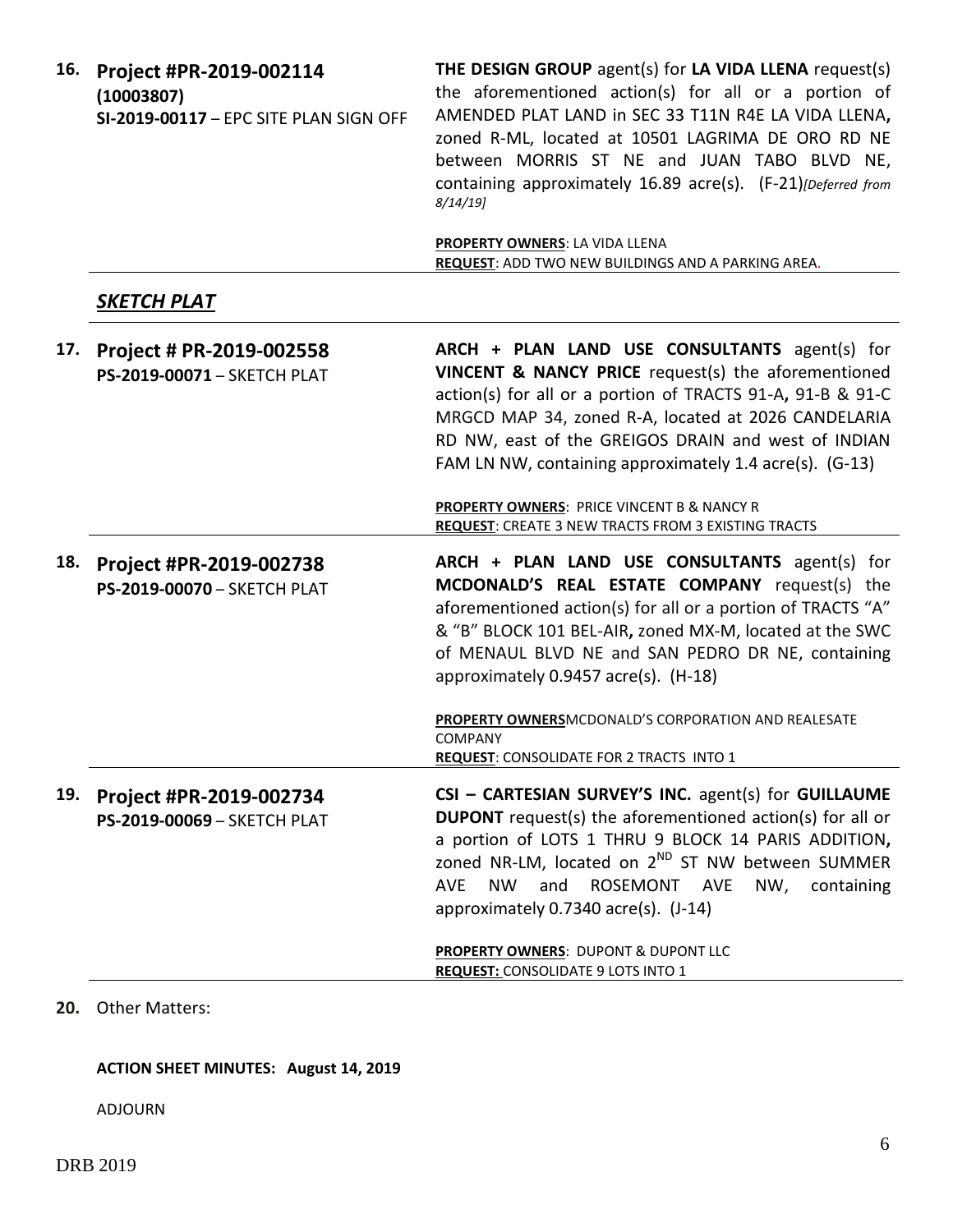| | | |
|---|---|---|
| **16.** | **Project #PR-2019-002114**<br>**(10003807)**<br>**SI-2019-00117** – EPC SITE PLAN SIGN OFF | **THE DESIGN GROUP** agent(s) for **LA VIDA LLENA** request(s) the aforementioned action(s) for all or a portion of AMENDED PLAT LAND in SEC 33 T11N R4E LA VIDA LLENA**,** zoned R-ML, located at 10501 LAGRIMA DE ORO RD NE between MORRIS ST NE and JUAN TABO BLVD NE, containing approximately 16.89 acre(s). (F-21)*[Deferred from 8/14/19]*<br><br>**PROPERTY OWNERS**: LA VIDA LLENA<br>**REQUEST**: ADD TWO NEW BUILDINGS AND A PARKING AREA. |

## ***SKETCH PLAT***

| | | |
|---|---|---|
| **17.** | **Project # PR-2019-002558**<br>**PS-2019-00071** – SKETCH PLAT | **ARCH + PLAN LAND USE CONSULTANTS** agent(s) for **VINCENT & NANCY PRICE** request(s) the aforementioned action(s) for all or a portion of TRACTS 91-A**,** 91-B & 91-C MRGCD MAP 34, zoned R-A, located at 2026 CANDELARIA RD NW, east of the GREIGOS DRAIN and west of INDIAN FAM LN NW, containing approximately 1.4 acre(s). (G-13)<br><br>**PROPERTY OWNERS**: PRICE VINCENT B & NANCY R<br>**REQUEST**: CREATE 3 NEW TRACTS FROM 3 EXISTING TRACTS |
| **18.** | **Project #PR-2019-002738**<br>**PS-2019-00070** – SKETCH PLAT | **ARCH + PLAN LAND USE CONSULTANTS** agent(s) for **MCDONALD'S REAL ESTATE COMPANY** request(s) the aforementioned action(s) for all or a portion of TRACTS "A" & "B" BLOCK 101 BEL-AIR**,** zoned MX-M, located at the SWC of MENAUL BLVD NE and SAN PEDRO DR NE, containing approximately 0.9457 acre(s). (H-18)<br><br>**PROPERTY OWNERS**MCDONALD'S CORPORATION AND REALESATE COMPANY<br>**REQUEST**: CONSOLIDATE FOR 2 TRACTS INTO 1 |
| **19.** | **Project #PR-2019-002734**<br>**PS-2019-00069** – SKETCH PLAT | **CSI – CARTESIAN SURVEY'S INC.** agent(s) for **GUILLAUME DUPONT** request(s) the aforementioned action(s) for all or a portion of LOTS 1 THRU 9 BLOCK 14 PARIS ADDITION**,** zoned NR-LM, located on 2ND ST NW between SUMMER AVE NW and ROSEMONT AVE NW, containing approximately 0.7340 acre(s). (J-14)<br><br>**PROPERTY OWNERS**: DUPONT & DUPONT LLC<br>**REQUEST:** CONSOLIDATE 9 LOTS INTO 1 |

**20.** Other Matters:

**ACTION SHEET MINUTES: August 14, 2019**

ADJOURN